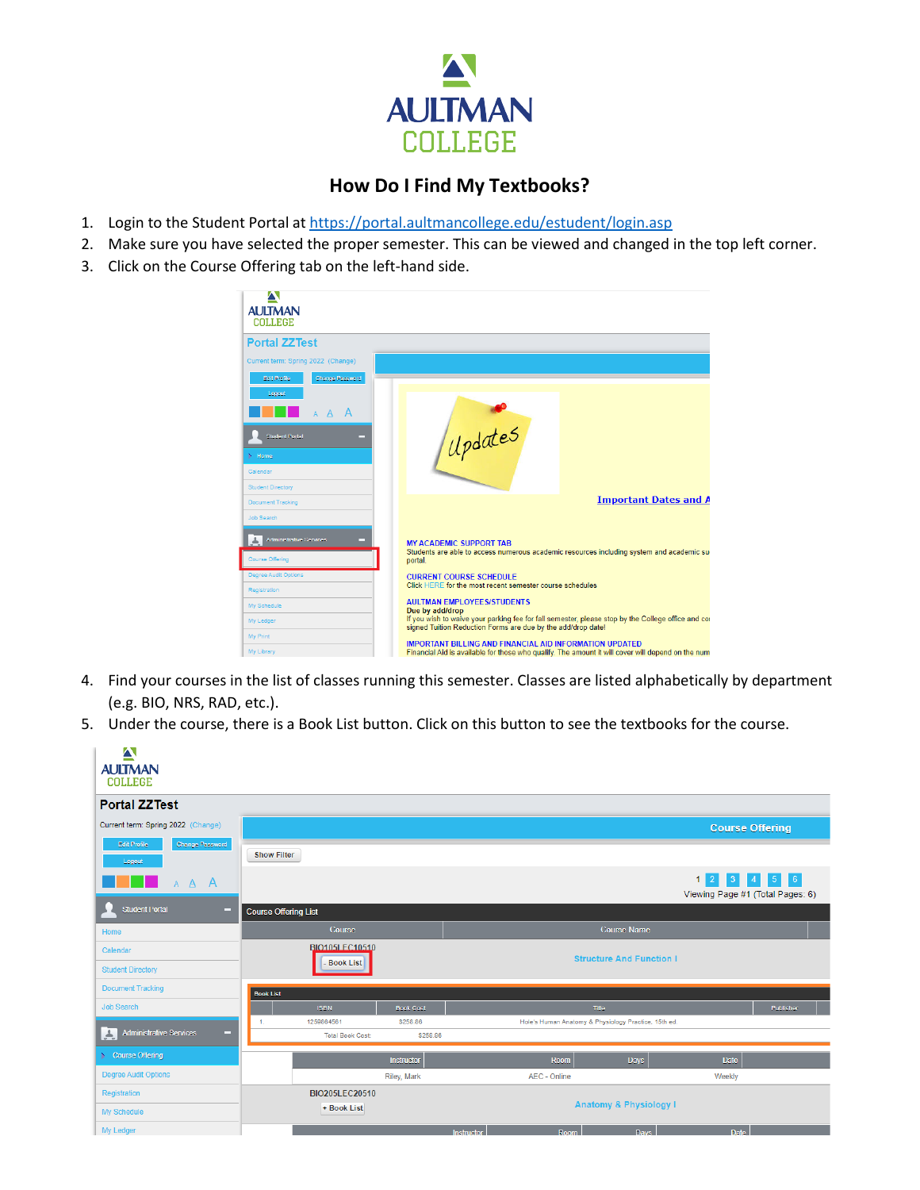# How Do I Find My Textbooks?

1. Login to the Student Portal at [https://portal.aultmancollege.edu/estudent/login.asp](https://portal.aultmancollege.edu/estudent/login.asp)
2. Make sure you have selected the proper semester. This can be viewed and changed in the top left corner.
3. Click on the Course Offering tab on the left-hand side.
4. Find your courses in the list of classes running this semester. Classes are listed alphabetically by department (e.g. BIO, NRS, RAD, etc.).
5. Under the course, there is a Book List button. Click on this button to see the textbooks for the course.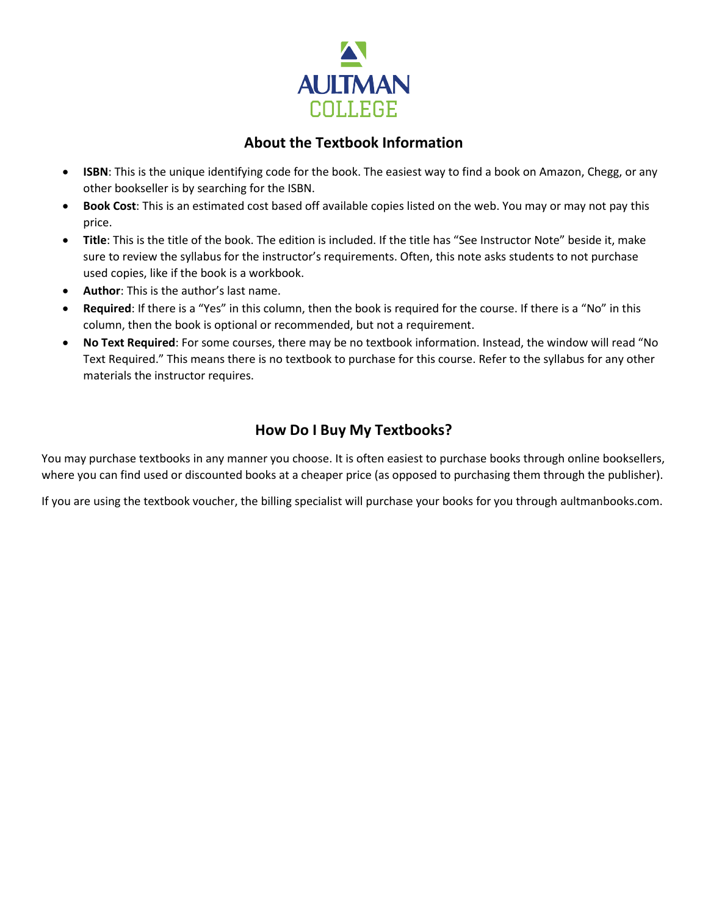AULTMAN
COLLEGE

## About the Textbook Information

- **ISBN**: This is the unique identifying code for the book. The easiest way to find a book on Amazon, Chegg, or any other bookseller is by searching for the ISBN.
- **Book Cost**: This is an estimated cost based off available copies listed on the web. You may or may not pay this price.
- **Title**: This is the title of the book. The edition is included. If the title has "See Instructor Note" beside it, make sure to review the syllabus for the instructor's requirements. Often, this note asks students to not purchase used copies, like if the book is a workbook.
- **Author**: This is the author's last name.
- **Required**: If there is a "Yes" in this column, then the book is required for the course. If there is a "No" in this column, then the book is optional or recommended, but not a requirement.
- **No Text Required**: For some courses, there may be no textbook information. Instead, the window will read "No Text Required." This means there is no textbook to purchase for this course. Refer to the syllabus for any other materials the instructor requires.

## How Do I Buy My Textbooks?

You may purchase textbooks in any manner you choose. It is often easiest to purchase books through online booksellers, where you can find used or discounted books at a cheaper price (as opposed to purchasing them through the publisher).

If you are using the textbook voucher, the billing specialist will purchase your books for you through aultmanbooks.com.